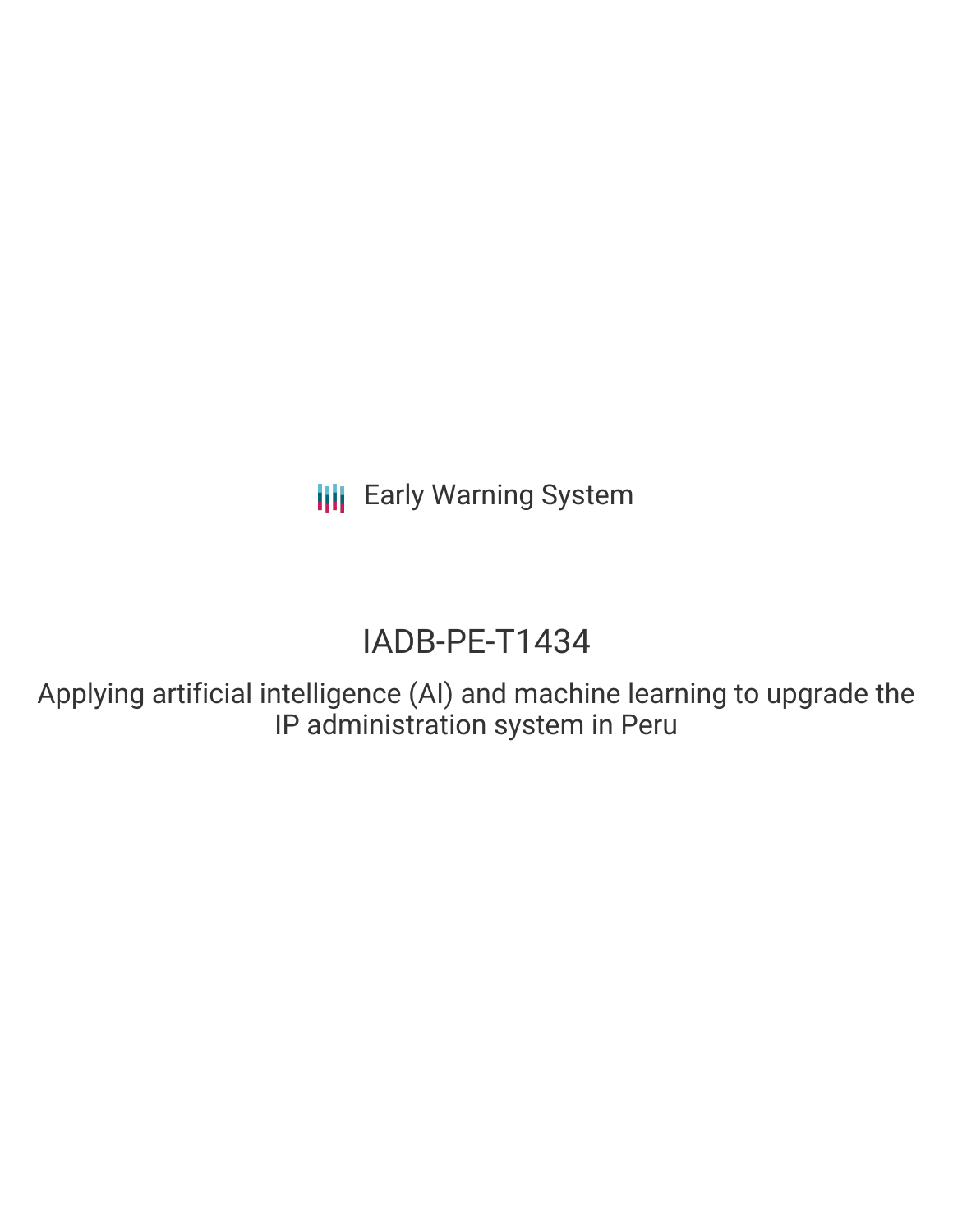Early Warning System

# IADB-PE-T1434

Applying artificial intelligence (AI) and machine learning to upgrade the IP administration system in Peru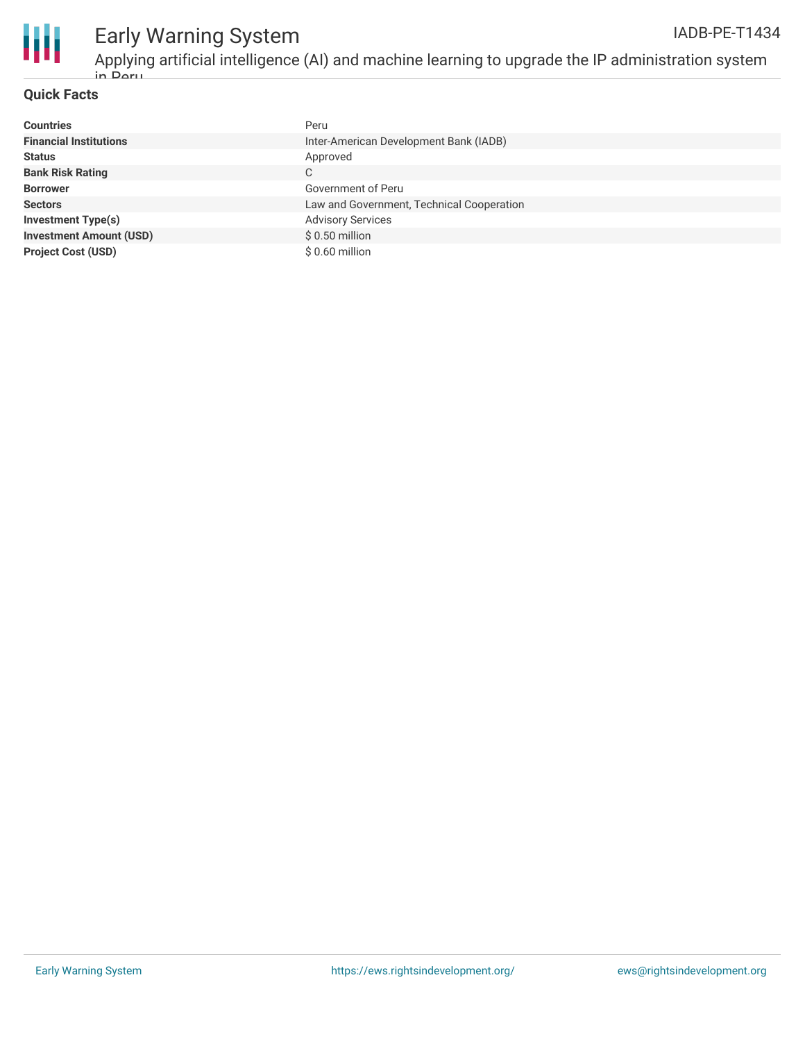## Quick Facts

| | |
|---|---|
| **Countries** | Peru |
| **Financial Institutions** | Inter-American Development Bank (IADB) |
| **Status** | Approved |
| **Bank Risk Rating** | C |
| **Borrower** | Government of Peru |
| **Sectors** | Law and Government, Technical Cooperation |
| **Investment Type(s)** | Advisory Services |
| **Investment Amount (USD)** | $ 0.50 million |
| **Project Cost (USD)** | $ 0.60 million |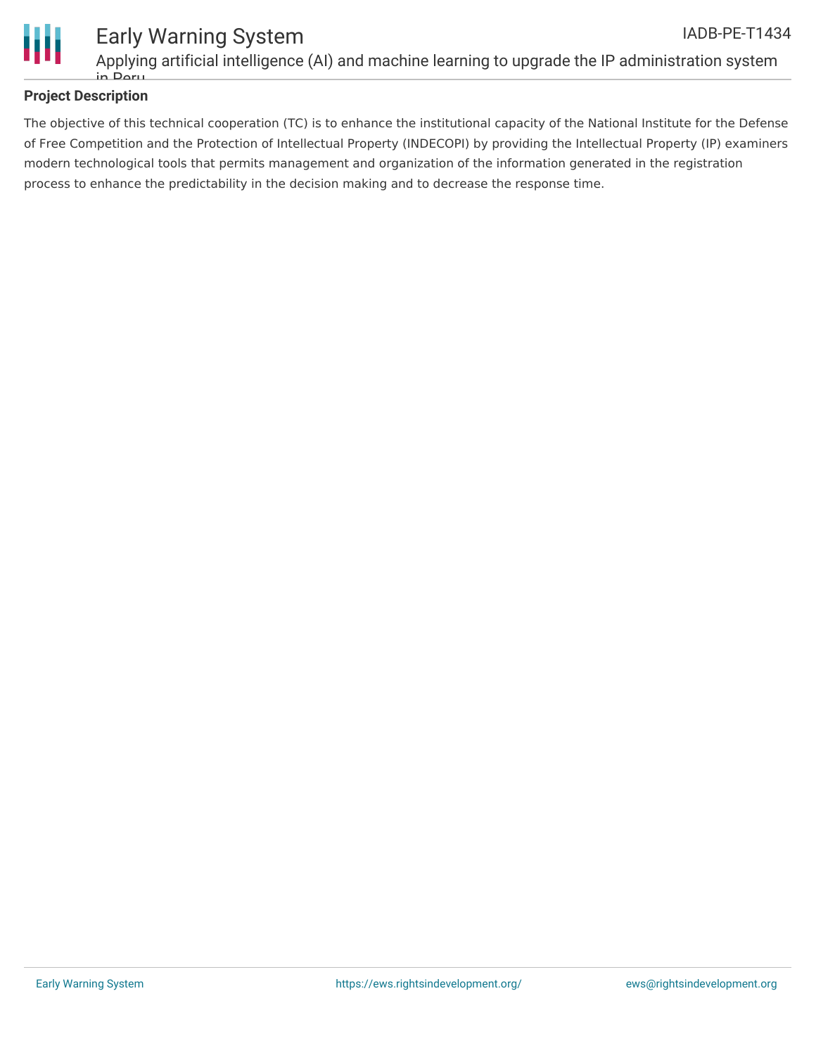## Project Description

The objective of this technical cooperation (TC) is to enhance the institutional capacity of the National Institute for the Defense of Free Competition and the Protection of Intellectual Property (INDECOPI) by providing the Intellectual Property (IP) examiners modern technological tools that permits management and organization of the information generated in the registration process to enhance the predictability in the decision making and to decrease the response time.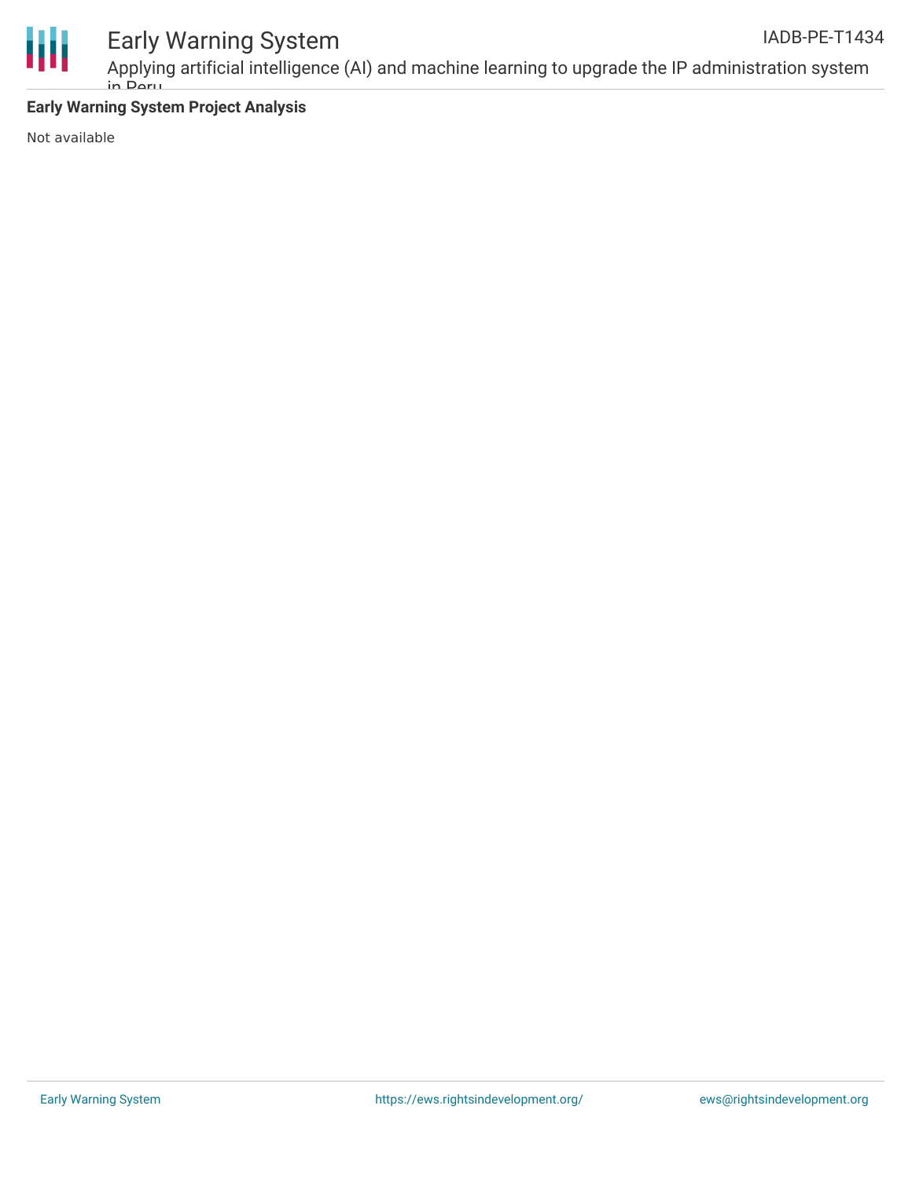**Early Warning System Project Analysis**

Not available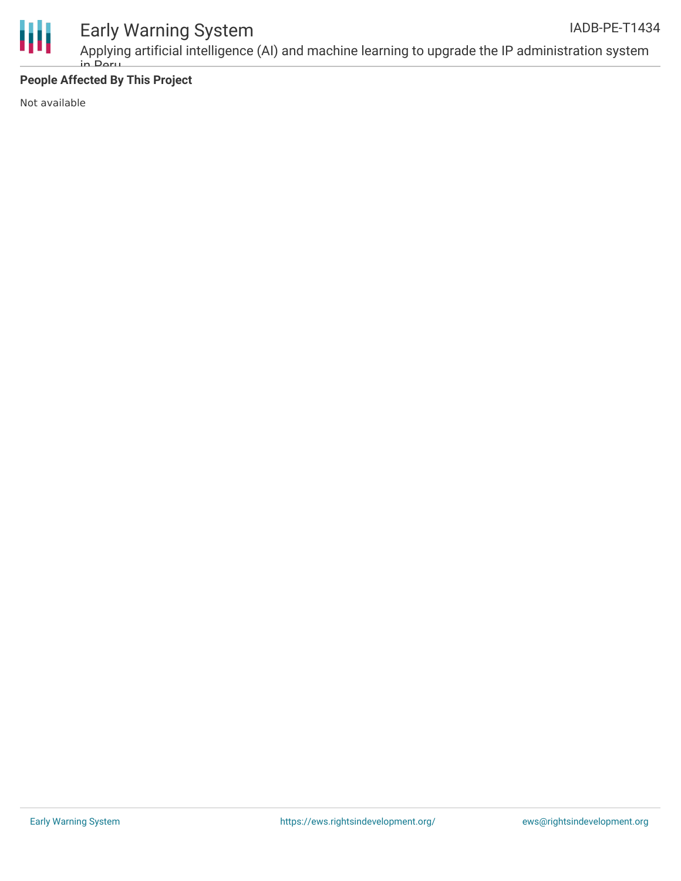**People Affected By This Project**

Not available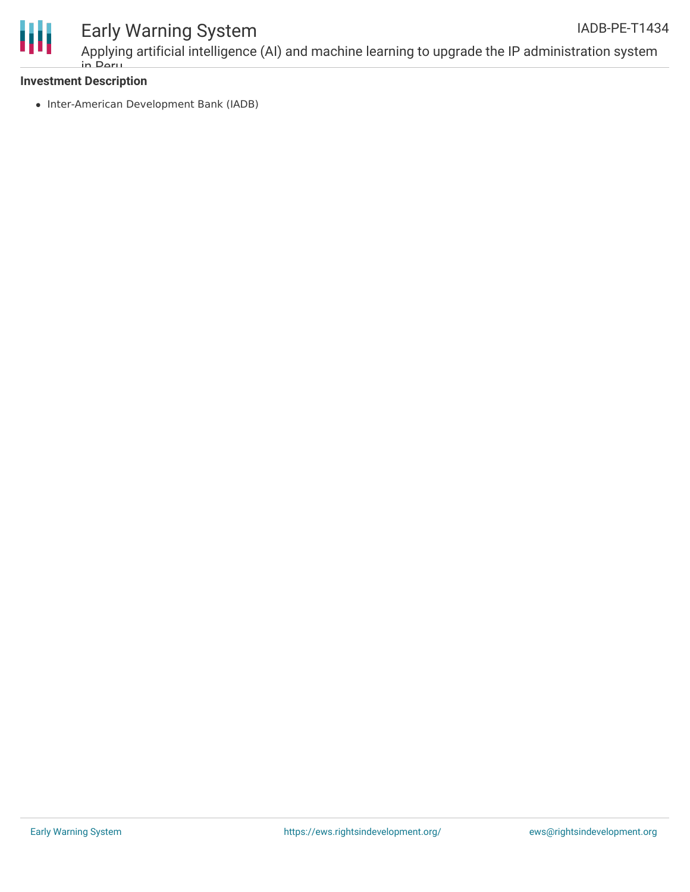### Investment Description

- Inter-American Development Bank (IADB)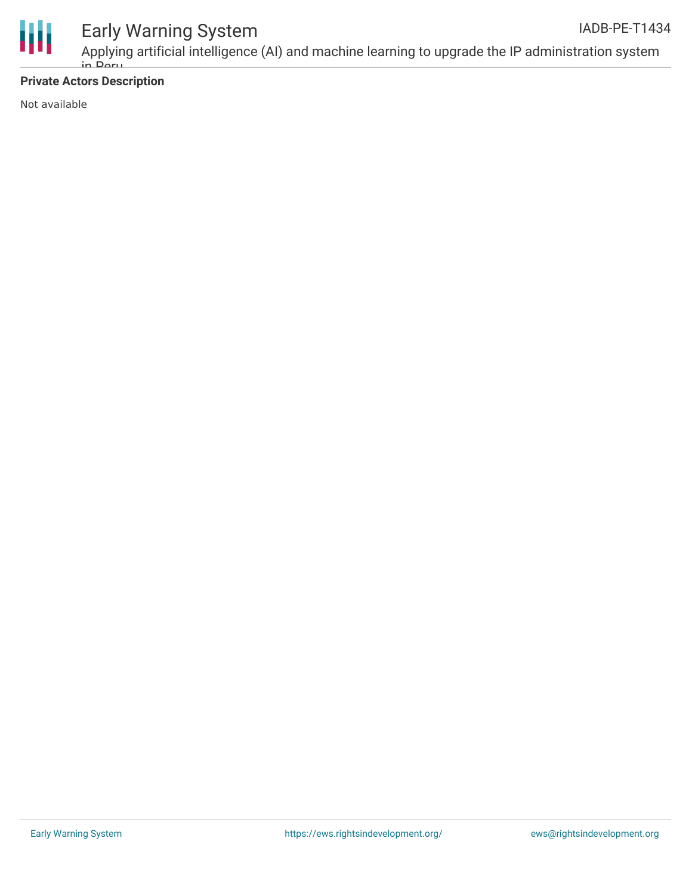**Private Actors Description**

Not available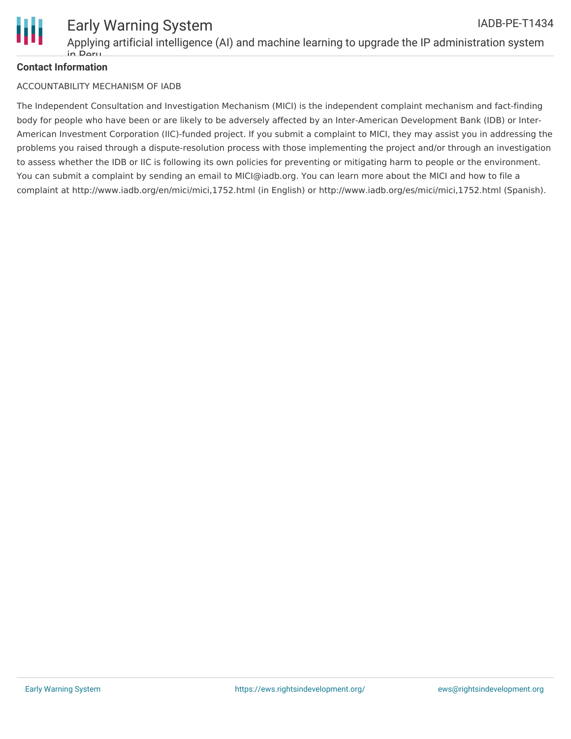**Contact Information**

ACCOUNTABILITY MECHANISM OF IADB

The Independent Consultation and Investigation Mechanism (MICI) is the independent complaint mechanism and fact-finding body for people who have been or are likely to be adversely affected by an Inter-American Development Bank (IDB) or Inter-American Investment Corporation (IIC)-funded project. If you submit a complaint to MICI, they may assist you in addressing the problems you raised through a dispute-resolution process with those implementing the project and/or through an investigation to assess whether the IDB or IIC is following its own policies for preventing or mitigating harm to people or the environment. You can submit a complaint by sending an email to MICI@iadb.org. You can learn more about the MICI and how to file a complaint at http://www.iadb.org/en/mici/mici,1752.html (in English) or http://www.iadb.org/es/mici/mici,1752.html (Spanish).